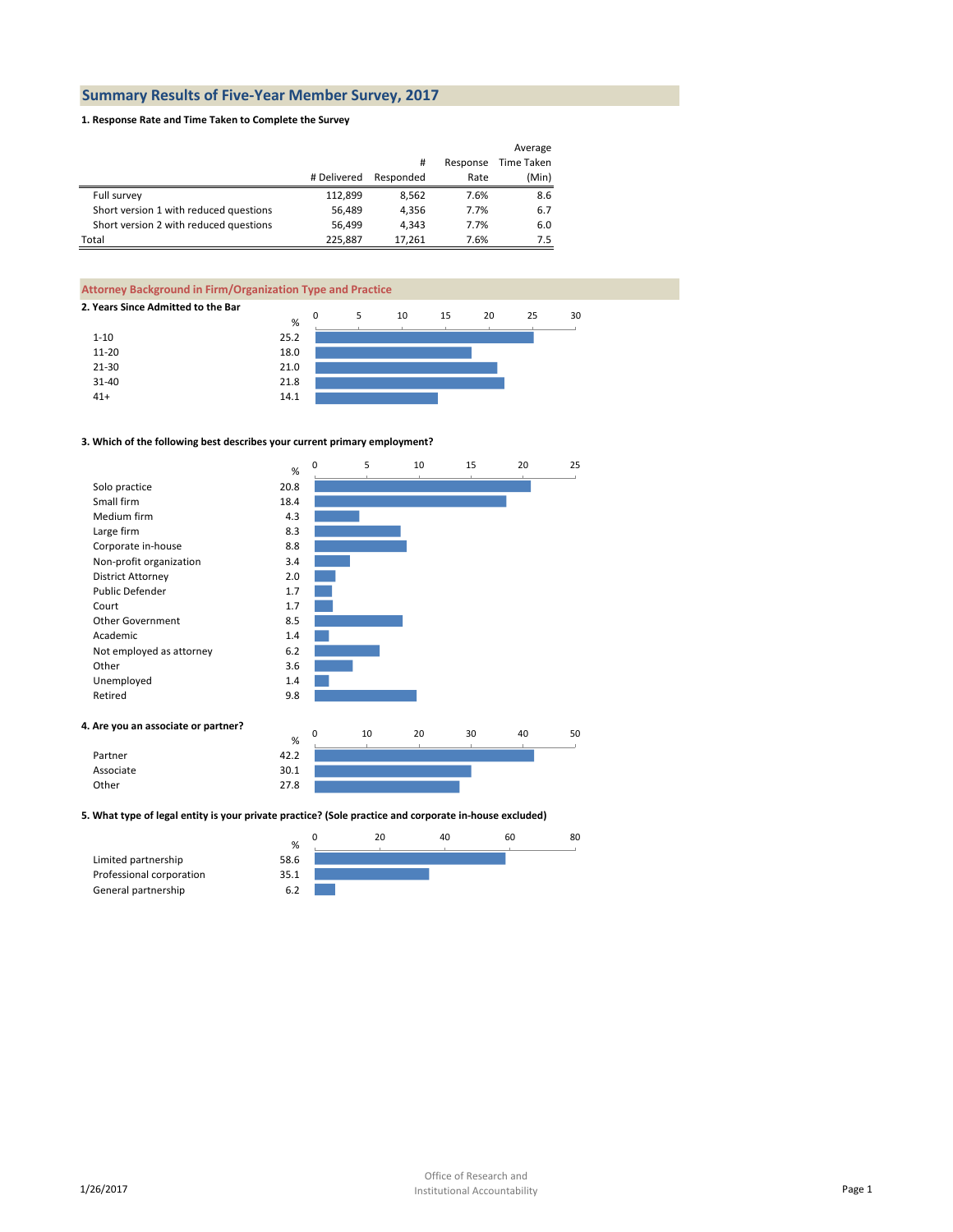# Summary Results of Five-Year Member Survey, 2017

**1. Response Rate and Time Taken to Complete the Survey**

| | # Delivered | # Responded | Response Rate | Average Time Taken (Min) |
|---|---|---|---|---|
| Full survey | 112,899 | 8,562 | 7.6% | 8.6 |
| Short version 1 with reduced questions | 56,489 | 4,356 | 7.7% | 6.7 |
| Short version 2 with reduced questions | 56,499 | 4,343 | 7.7% | 6.0 |
| Total | 225,887 | 17,261 | 7.6% | 7.5 |

## Attorney Background in Firm/Organization Type and Practice

**2. Years Since Admitted to the Bar**

%

0 5 10 15 20 25 30

1-10 25.2
11-20 18.0
21-30 21.0
31-40 21.8
41+ 14.1

**3. Which of the following best describes your current primary employment?**

%

0 5 10 15 20 25

Solo practice 20.8
Small firm 18.4
Medium firm 4.3
Large firm 8.3
Corporate in-house 8.8
Non-profit organization 3.4
District Attorney 2.0
Public Defender 1.7
Court 1.7
Other Government 8.5
Academic 1.4
Not employed as attorney 6.2
Other 3.6
Unemployed 1.4
Retired 9.8

**4. Are you an associate or partner?**

%

0 10 20 30 40 50

Partner 42.2
Associate 30.1
Other 27.8

**5. What type of legal entity is your private practice? (Sole practice and corporate in-house excluded)**

%

0 20 40 60 80

Limited partnership 58.6
Professional corporation 35.1
General partnership 6.2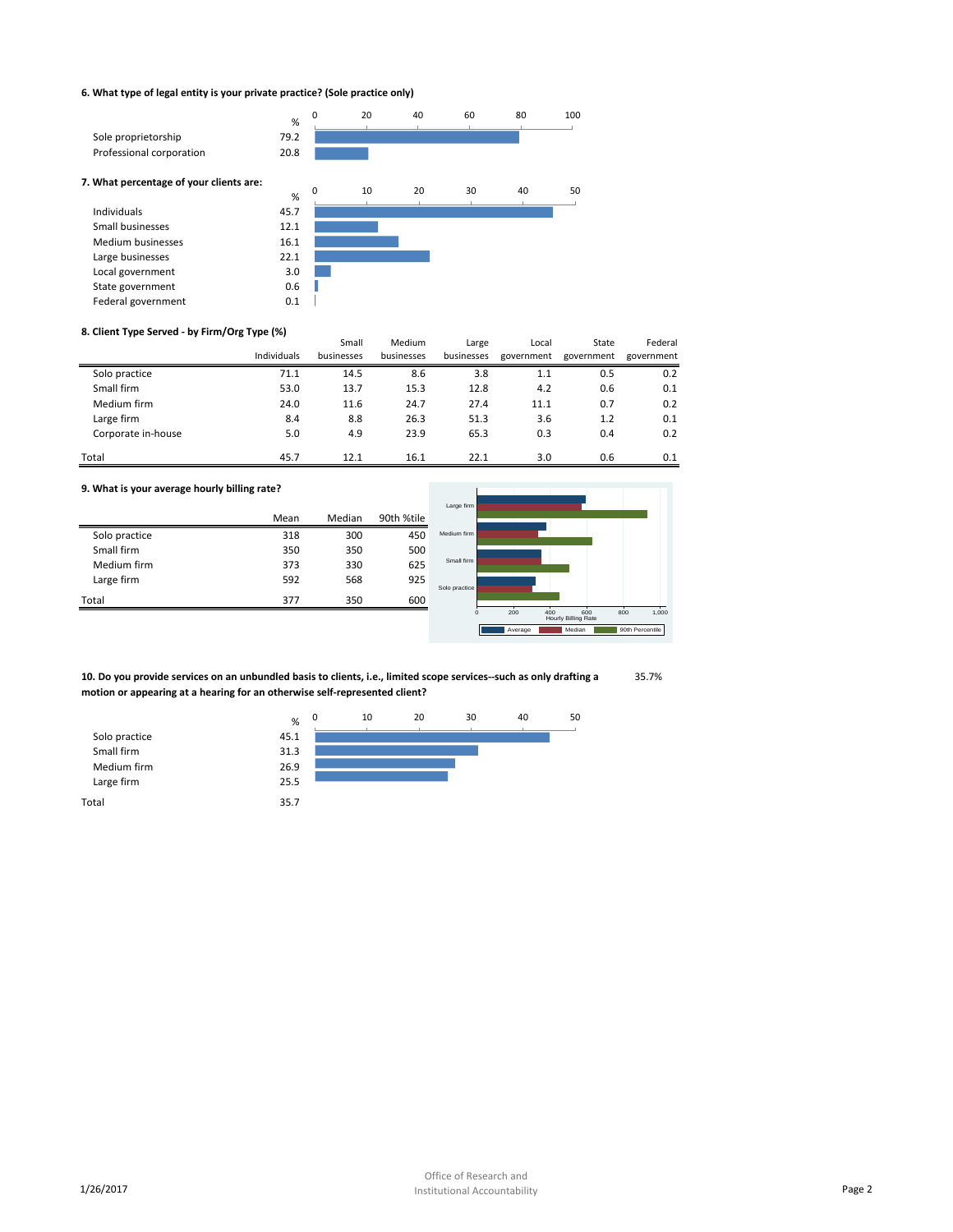**6. What type of legal entity is your private practice? (Sole practice only)**

| | % |
|---|---|
| Sole proprietorship | 79.2 |
| Professional corporation | 20.8 |

**7. What percentage of your clients are:**

| | % |
|---|---|
| Individuals | 45.7 |
| Small businesses | 12.1 |
| Medium businesses | 16.1 |
| Large businesses | 22.1 |
| Local government | 3.0 |
| State government | 0.6 |
| Federal government | 0.1 |

**8. Client Type Served - by Firm/Org Type (%)**

| | Individuals | Small businesses | Medium businesses | Large businesses | Local government | State government | Federal government |
|---|---|---|---|---|---|---|---|
| Solo practice | 71.1 | 14.5 | 8.6 | 3.8 | 1.1 | 0.5 | 0.2 |
| Small firm | 53.0 | 13.7 | 15.3 | 12.8 | 4.2 | 0.6 | 0.1 |
| Medium firm | 24.0 | 11.6 | 24.7 | 27.4 | 11.1 | 0.7 | 0.2 |
| Large firm | 8.4 | 8.8 | 26.3 | 51.3 | 3.6 | 1.2 | 0.1 |
| Corporate in-house | 5.0 | 4.9 | 23.9 | 65.3 | 0.3 | 0.4 | 0.2 |
| Total | 45.7 | 12.1 | 16.1 | 22.1 | 3.0 | 0.6 | 0.1 |

**9. What is your average hourly billing rate?**

| | Mean | Median | 90th %tile |
|---|---|---|---|
| Solo practice | 318 | 300 | 450 |
| Small firm | 350 | 350 | 500 |
| Medium firm | 373 | 330 | 625 |
| Large firm | 592 | 568 | 925 |
| Total | 377 | 350 | 600 |

Large firm
Medium firm
Small firm
Solo practice
0 200 400 600 800 1,000
Hourly Billing Rate
Average Median 90th Percentile

**10. Do you provide services on an unbundled basis to clients, i.e., limited scope services--such as only drafting a motion or appearing at a hearing for an otherwise self-represented client?** 35.7%

| | % |
|---|---|
| Solo practice | 45.1 |
| Small firm | 31.3 |
| Medium firm | 26.9 |
| Large firm | 25.5 |
| Total | 35.7 |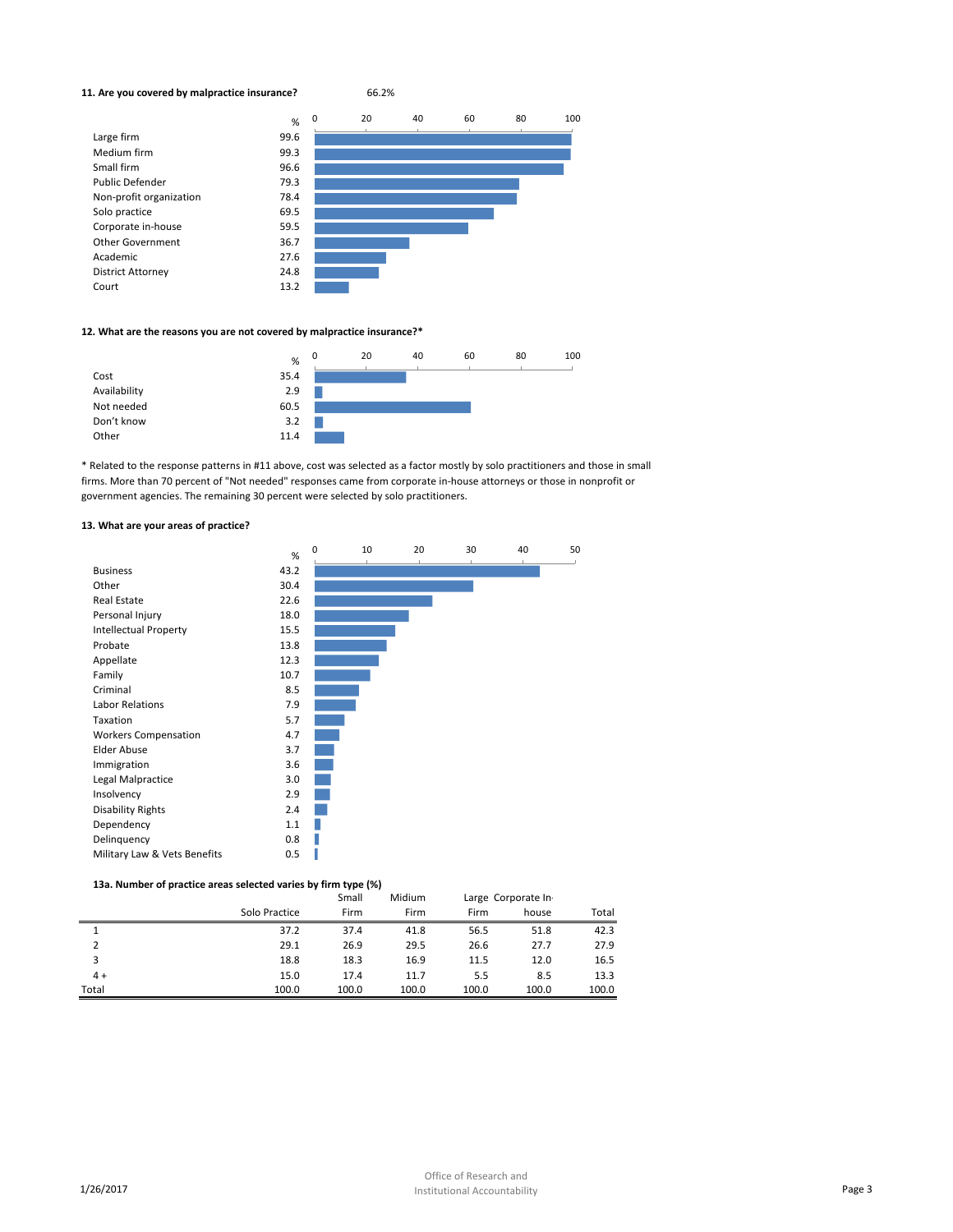**11. Are you covered by malpractice insurance?** 66.2%

%
0 20 40 60 80 100

Large firm 99.6
Medium firm 99.3
Small firm 96.6
Public Defender 79.3
Non-profit organization 78.4
Solo practice 69.5
Corporate in-house 59.5
Other Government 36.7
Academic 27.6
District Attorney 24.8
Court 13.2

**12. What are the reasons you are not covered by malpractice insurance?***

%
0 20 40 60 80 100

Cost 35.4
Availability 2.9
Not needed 60.5
Don't know 3.2
Other 11.4

* Related to the response patterns in #11 above, cost was selected as a factor mostly by solo practitioners and those in small firms. More than 70 percent of "Not needed" responses came from corporate in-house attorneys or those in nonprofit or government agencies. The remaining 30 percent were selected by solo practitioners.

**13. What are your areas of practice?**

%
0 10 20 30 40 50

Business 43.2
Other 30.4
Real Estate 22.6
Personal Injury 18.0
Intellectual Property 15.5
Probate 13.8
Appellate 12.3
Family 10.7
Criminal 8.5
Labor Relations 7.9
Taxation 5.7
Workers Compensation 4.7
Elder Abuse 3.7
Immigration 3.6
Legal Malpractice 3.0
Insolvency 2.9
Disability Rights 2.4
Dependency 1.1
Delinquency 0.8
Military Law & Vets Benefits 0.5

**13a. Number of practice areas selected varies by firm type (%)**

| | Solo Practice | Small Firm | Midium Firm | Large Firm | Corporate In-house | Total |
|---|---|---|---|---|---|---|
| 1 | 37.2 | 37.4 | 41.8 | 56.5 | 51.8 | 42.3 |
| 2 | 29.1 | 26.9 | 29.5 | 26.6 | 27.7 | 27.9 |
| 3 | 18.8 | 18.3 | 16.9 | 11.5 | 12.0 | 16.5 |
| 4 + | 15.0 | 17.4 | 11.7 | 5.5 | 8.5 | 13.3 |
| Total | 100.0 | 100.0 | 100.0 | 100.0 | 100.0 | 100.0 |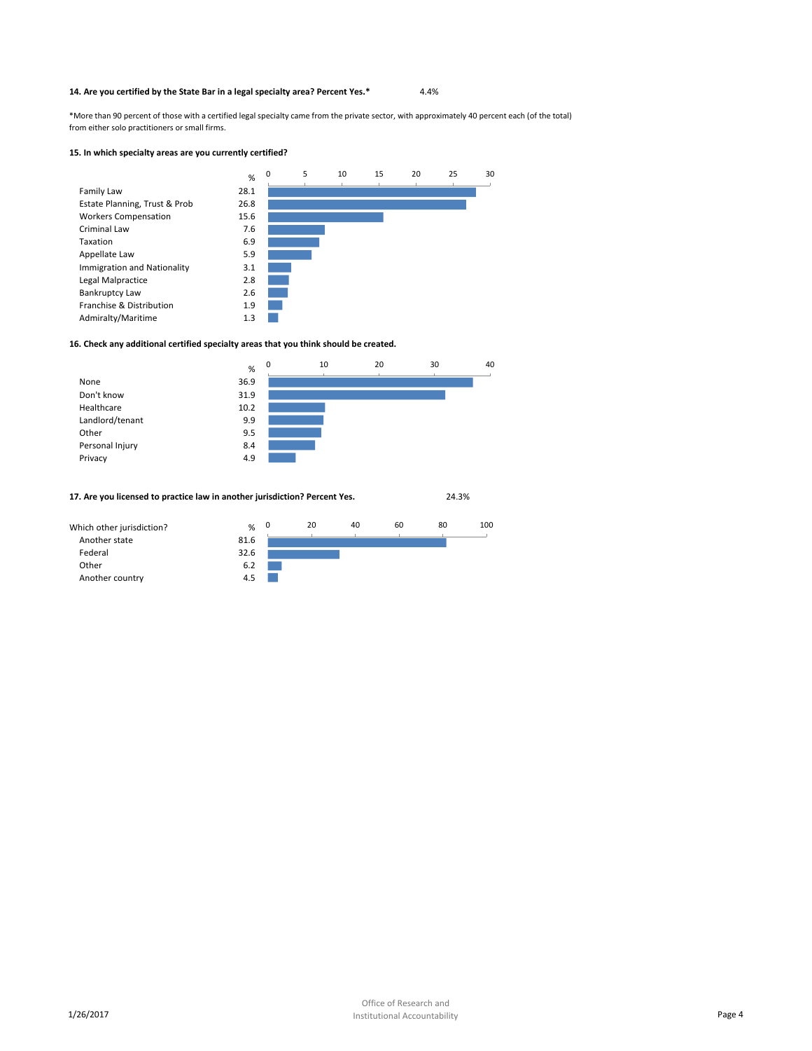**14. Are you certified by the State Bar in a legal specialty area? Percent Yes.*** 4.4%

*More than 90 percent of those with a certified legal specialty came from the private sector, with approximately 40 percent each (of the total) from either solo practitioners or small firms.

**15. In which specialty areas are you currently certified?**

%
0 5 10 15 20 25 30

Family Law 28.1
Estate Planning, Trust & Prob 26.8
Workers Compensation 15.6
Criminal Law 7.6
Taxation 6.9
Appellate Law 5.9
Immigration and Nationality 3.1
Legal Malpractice 2.8
Bankruptcy Law 2.6
Franchise & Distribution 1.9
Admiralty/Maritime 1.3

**16. Check any additional certified specialty areas that you think should be created.**

%
0 10 20 30 40

None 36.9
Don't know 31.9
Healthcare 10.2
Landlord/tenant 9.9
Other 9.5
Personal Injury 8.4
Privacy 4.9

**17. Are you licensed to practice law in another jurisdiction? Percent Yes.** 24.3%

Which other jurisdiction? %
0 20 40 60 80 100

Another state 81.6
Federal 32.6
Other 6.2
Another country 4.5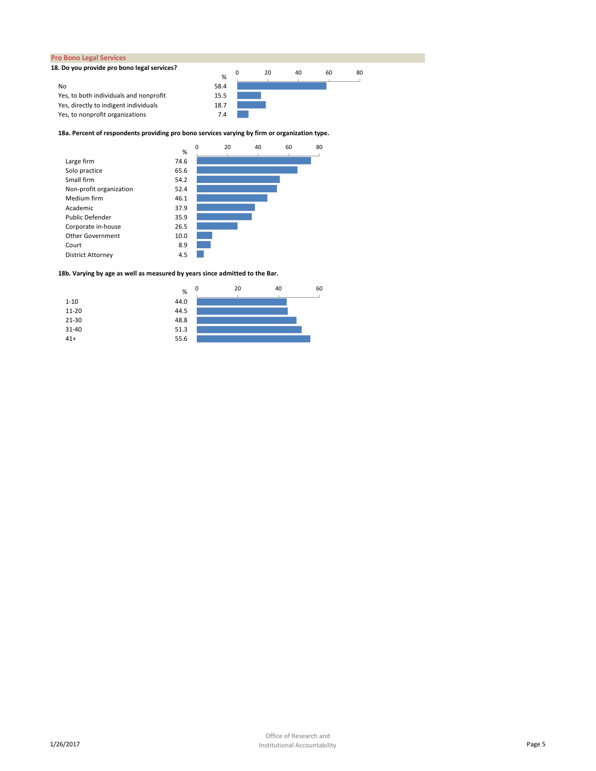## Pro Bono Legal Services

**18. Do you provide pro bono legal services?**

%

0 20 40 60 80

No 58.4
Yes, to both individuals and nonprofit 15.5
Yes, directly to indigent individuals 18.7
Yes, to nonprofit organizations 7.4

**18a. Percent of respondents providing pro bono services varying by firm or organization type.**

%

0 20 40 60 80

Large firm 74.6
Solo practice 65.6
Small firm 54.2
Non-profit organization 52.4
Medium firm 46.1
Academic 37.9
Public Defender 35.9
Corporate in-house 26.5
Other Government 10.0
Court 8.9
District Attorney 4.5

**18b. Varying by age as well as measured by years since admitted to the Bar.**

%

0 20 40 60

1-10 44.0
11-20 44.5
21-30 48.8
31-40 51.3
41+ 55.6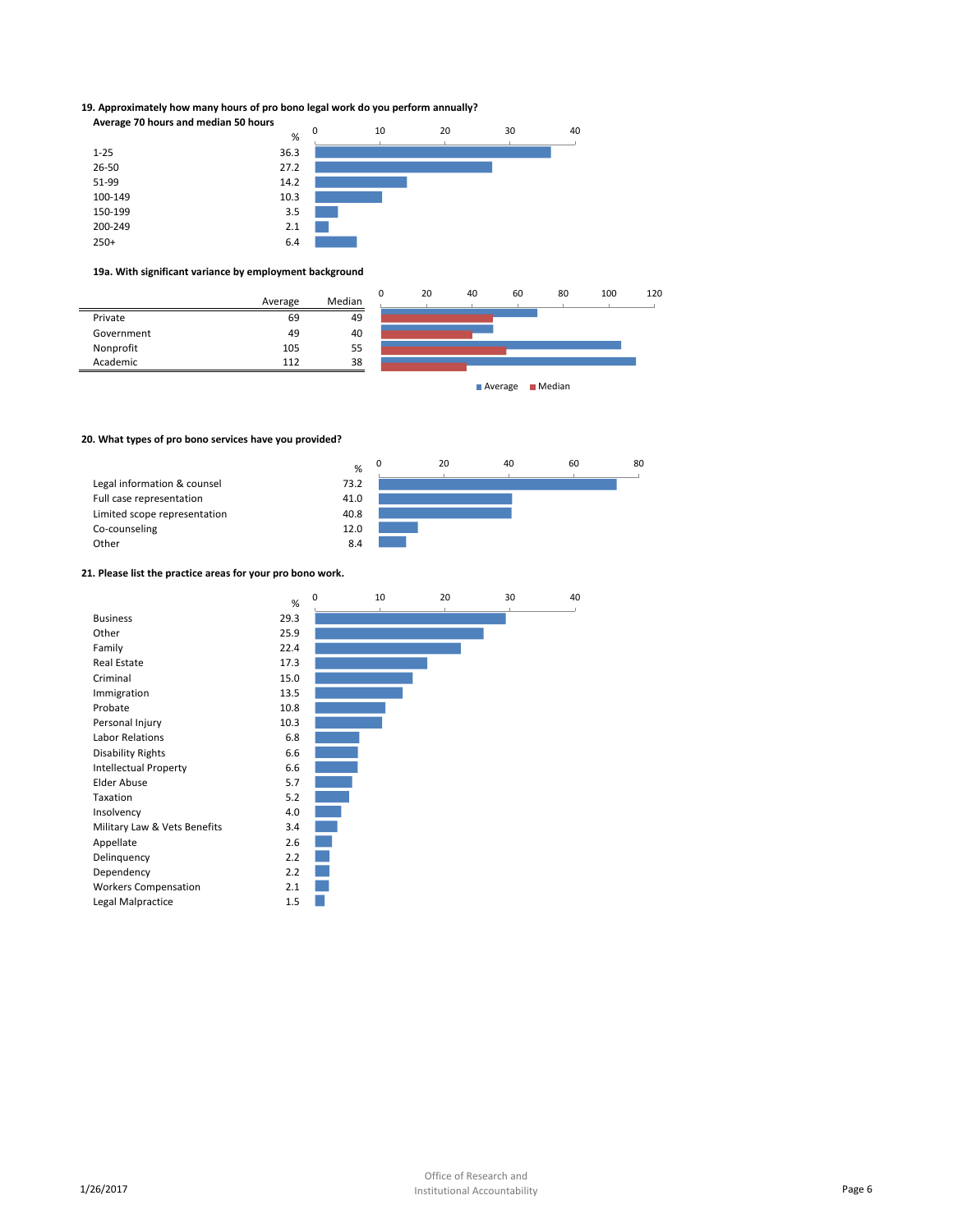**19. Approximately how many hours of pro bono legal work do you perform annually?**

**Average 70 hours and median 50 hours**

| | % |
|---|---|
| 1-25 | 36.3 |
| 26-50 | 27.2 |
| 51-99 | 14.2 |
| 100-149 | 10.3 |
| 150-199 | 3.5 |
| 200-249 | 2.1 |
| 250+ | 6.4 |

0 10 20 30 40

**19a. With significant variance by employment background**

| | Average | Median |
|---|---|---|
| Private | 69 | 49 |
| Government | 49 | 40 |
| Nonprofit | 105 | 55 |
| Academic | 112 | 38 |

0 20 40 60 80 100 120

Average Median

**20. What types of pro bono services have you provided?**

| | % |
|---|---|
| Legal information & counsel | 73.2 |
| Full case representation | 41.0 |
| Limited scope representation | 40.8 |
| Co-counseling | 12.0 |
| Other | 8.4 |

0 20 40 60 80

**21. Please list the practice areas for your pro bono work.**

| | % |
|---|---|
| Business | 29.3 |
| Other | 25.9 |
| Family | 22.4 |
| Real Estate | 17.3 |
| Criminal | 15.0 |
| Immigration | 13.5 |
| Probate | 10.8 |
| Personal Injury | 10.3 |
| Labor Relations | 6.8 |
| Disability Rights | 6.6 |
| Intellectual Property | 6.6 |
| Elder Abuse | 5.7 |
| Taxation | 5.2 |
| Insolvency | 4.0 |
| Military Law & Vets Benefits | 3.4 |
| Appellate | 2.6 |
| Delinquency | 2.2 |
| Dependency | 2.2 |
| Workers Compensation | 2.1 |
| Legal Malpractice | 1.5 |

0 10 20 30 40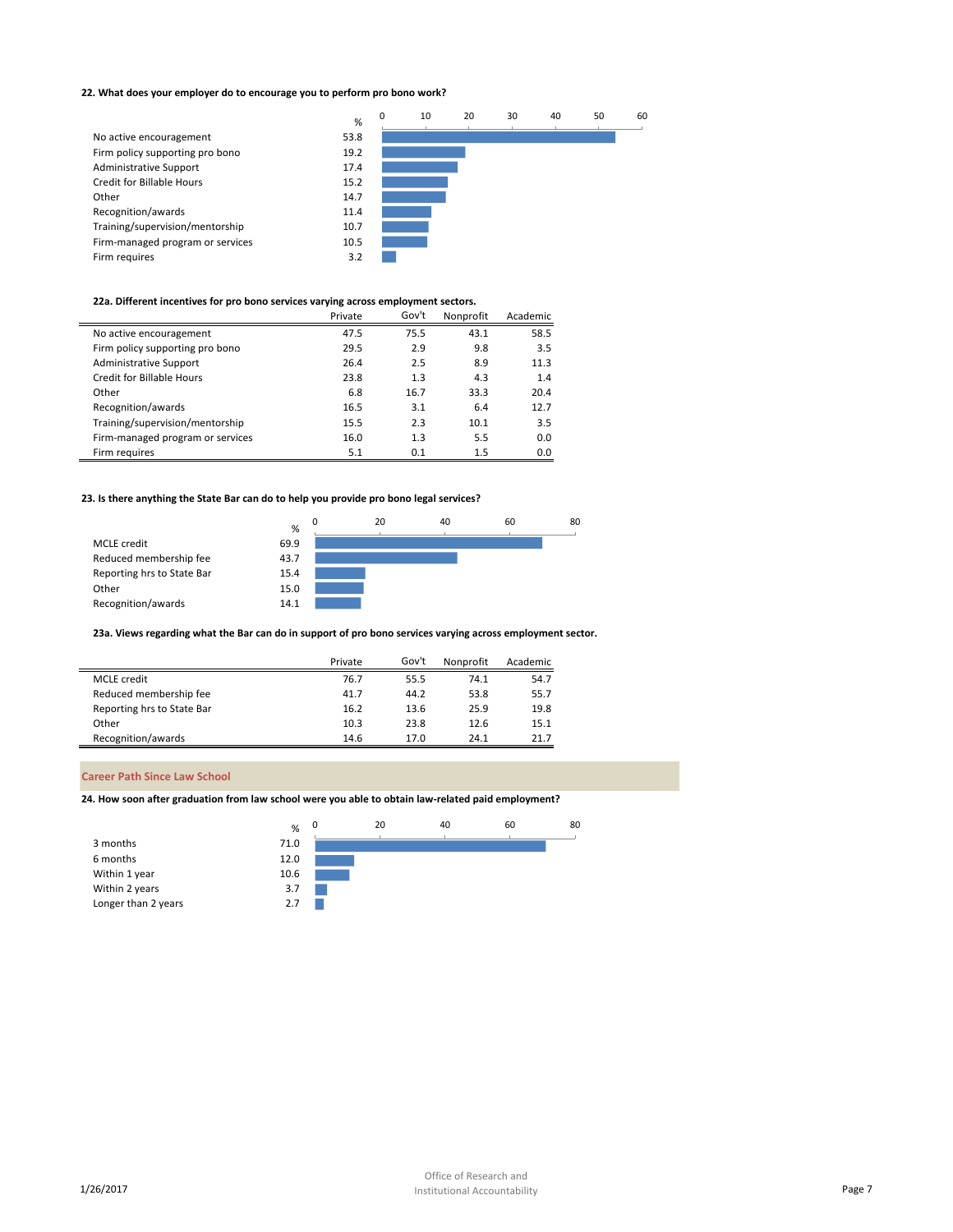**22. What does your employer do to encourage you to perform pro bono work?**

%

0 10 20 30 40 50 60

No active encouragement 53.8
Firm policy supporting pro bono 19.2
Administrative Support 17.4
Credit for Billable Hours 15.2
Other 14.7
Recognition/awards 11.4
Training/supervision/mentorship 10.7
Firm-managed program or services 10.5
Firm requires 3.2

**22a. Different incentives for pro bono services varying across employment sectors.**

| | Private | Gov't | Nonprofit | Academic |
|---|---|---|---|---|
| No active encouragement | 47.5 | 75.5 | 43.1 | 58.5 |
| Firm policy supporting pro bono | 29.5 | 2.9 | 9.8 | 3.5 |
| Administrative Support | 26.4 | 2.5 | 8.9 | 11.3 |
| Credit for Billable Hours | 23.8 | 1.3 | 4.3 | 1.4 |
| Other | 6.8 | 16.7 | 33.3 | 20.4 |
| Recognition/awards | 16.5 | 3.1 | 6.4 | 12.7 |
| Training/supervision/mentorship | 15.5 | 2.3 | 10.1 | 3.5 |
| Firm-managed program or services | 16.0 | 1.3 | 5.5 | 0.0 |
| Firm requires | 5.1 | 0.1 | 1.5 | 0.0 |

**23. Is there anything the State Bar can do to help you provide pro bono legal services?**

%

0 20 40 60 80

MCLE credit 69.9
Reduced membership fee 43.7
Reporting hrs to State Bar 15.4
Other 15.0
Recognition/awards 14.1

**23a. Views regarding what the Bar can do in support of pro bono services varying across employment sector.**

| | Private | Gov't | Nonprofit | Academic |
|---|---|---|---|---|
| MCLE credit | 76.7 | 55.5 | 74.1 | 54.7 |
| Reduced membership fee | 41.7 | 44.2 | 53.8 | 55.7 |
| Reporting hrs to State Bar | 16.2 | 13.6 | 25.9 | 19.8 |
| Other | 10.3 | 23.8 | 12.6 | 15.1 |
| Recognition/awards | 14.6 | 17.0 | 24.1 | 21.7 |

## Career Path Since Law School

**24. How soon after graduation from law school were you able to obtain law-related paid employment?**

%

0 20 40 60 80

3 months 71.0
6 months 12.0
Within 1 year 10.6
Within 2 years 3.7
Longer than 2 years 2.7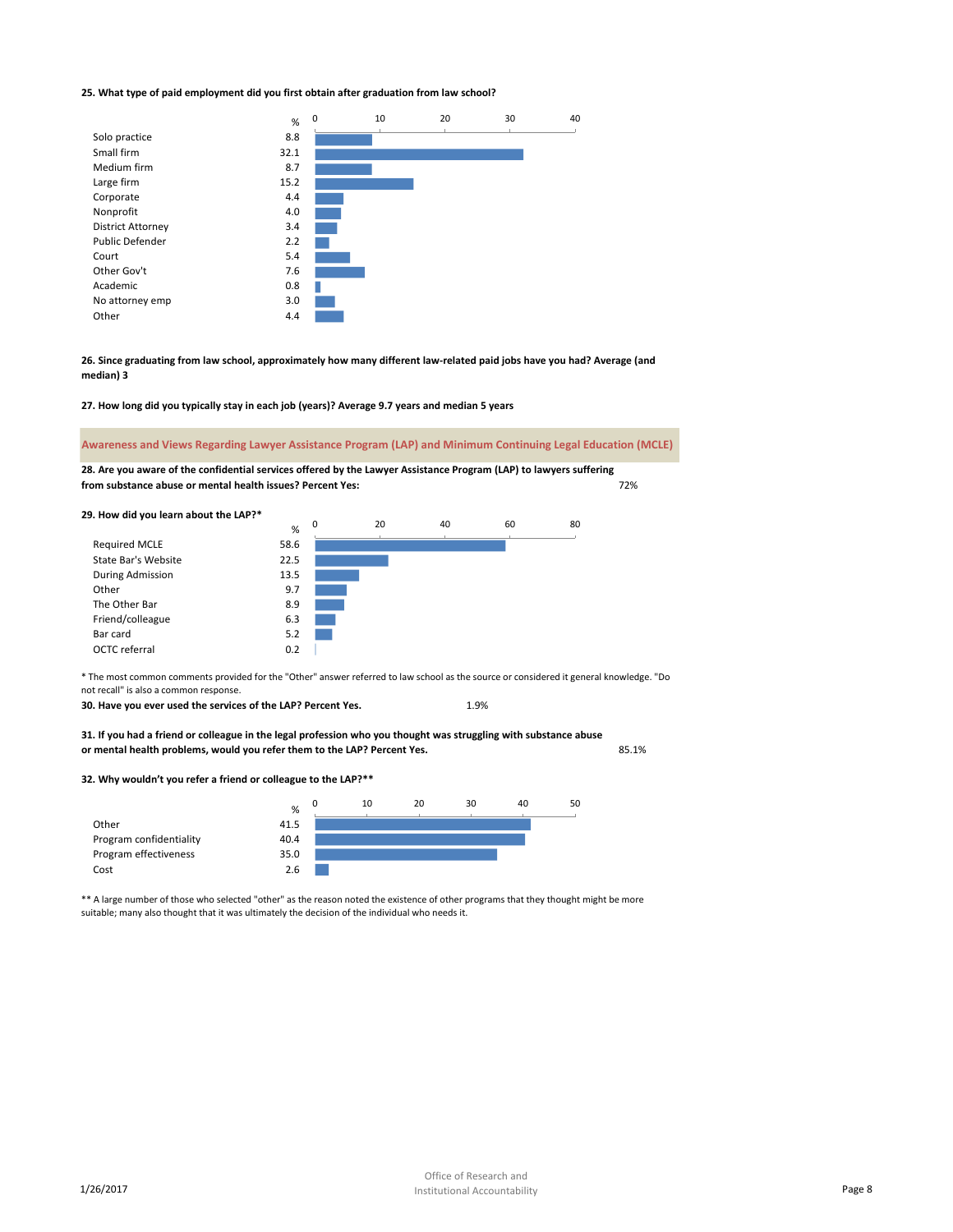**25. What type of paid employment did you first obtain after graduation from law school?**

%
0 10 20 30 40

Solo practice 8.8
Small firm 32.1
Medium firm 8.7
Large firm 15.2
Corporate 4.4
Nonprofit 4.0
District Attorney 3.4
Public Defender 2.2
Court 5.4
Other Gov't 7.6
Academic 0.8
No attorney emp 3.0
Other 4.4

**26. Since graduating from law school, approximately how many different law-related paid jobs have you had? Average (and median) 3**

**27. How long did you typically stay in each job (years)? Average 9.7 years and median 5 years**

## Awareness and Views Regarding Lawyer Assistance Program (LAP) and Minimum Continuing Legal Education (MCLE)

**28. Are you aware of the confidential services offered by the Lawyer Assistance Program (LAP) to lawyers suffering from substance abuse or mental health issues? Percent Yes:** 72%

**29. How did you learn about the LAP?***

%
0 20 40 60 80

Required MCLE 58.6
State Bar's Website 22.5
During Admission 13.5
Other 9.7
The Other Bar 8.9
Friend/colleague 6.3
Bar card 5.2
OCTC referral 0.2

* The most common comments provided for the "Other" answer referred to law school as the source or considered it general knowledge. "Do not recall" is also a common response.

**30. Have you ever used the services of the LAP? Percent Yes.** 1.9%

**31. If you had a friend or colleague in the legal profession who you thought was struggling with substance abuse or mental health problems, would you refer them to the LAP? Percent Yes.** 85.1%

**32. Why wouldn't you refer a friend or colleague to the LAP?****

%
0 10 20 30 40 50

Other 41.5
Program confidentiality 40.4
Program effectiveness 35.0
Cost 2.6

** A large number of those who selected "other" as the reason noted the existence of other programs that they thought might be more suitable; many also thought that it was ultimately the decision of the individual who needs it.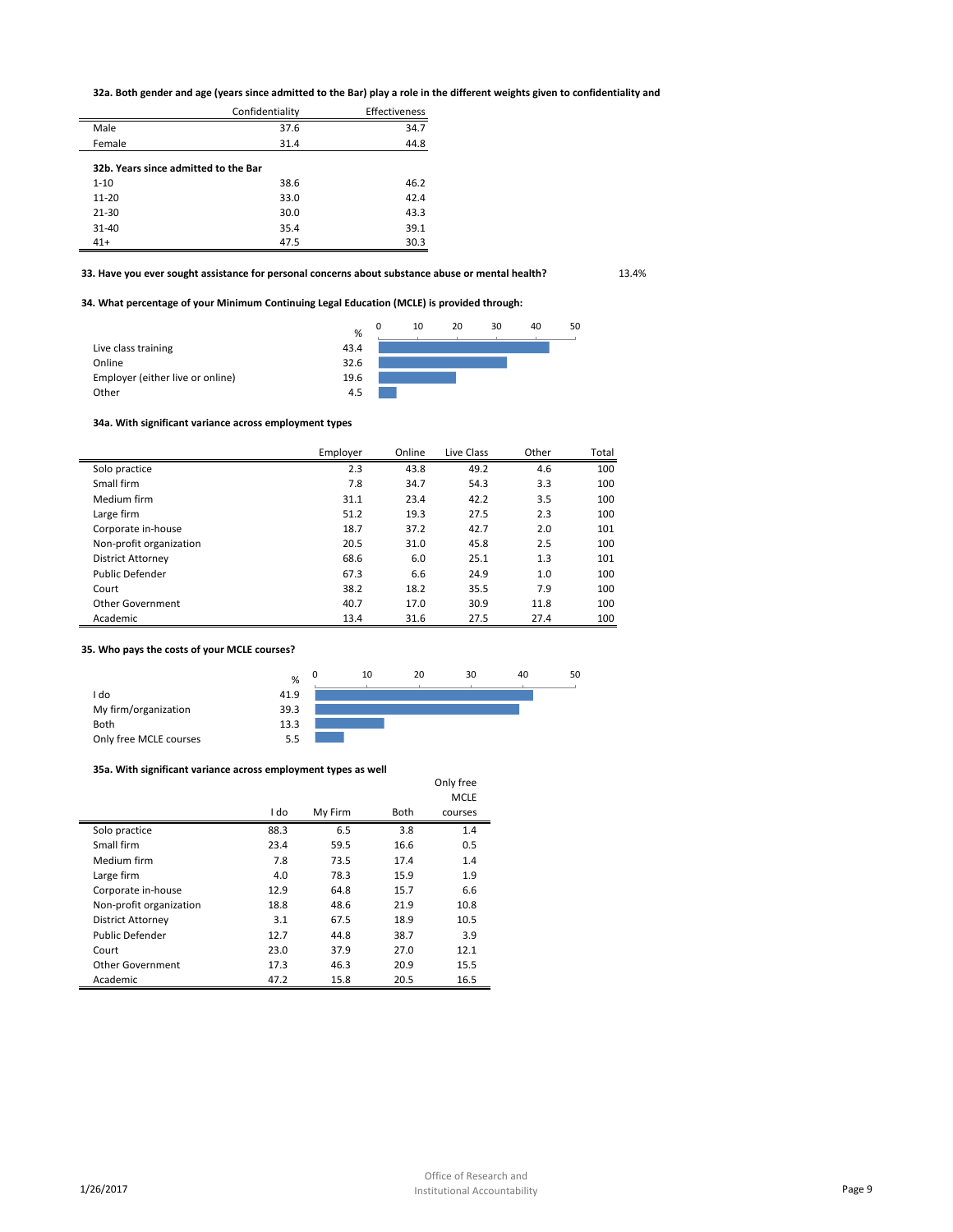**32a. Both gender and age (years since admitted to the Bar) play a role in the different weights given to confidentiality and**

| | Confidentiality | Effectiveness |
|---|---|---|
| Male | 37.6 | 34.7 |
| Female | 31.4 | 44.8 |

**32b. Years since admitted to the Bar**

| | Confidentiality | Effectiveness |
|---|---|---|
| 1-10 | 38.6 | 46.2 |
| 11-20 | 33.0 | 42.4 |
| 21-30 | 30.0 | 43.3 |
| 31-40 | 35.4 | 39.1 |
| 41+ | 47.5 | 30.3 |

**33. Have you ever sought assistance for personal concerns about substance abuse or mental health?** 13.4%

**34. What percentage of your Minimum Continuing Legal Education (MCLE) is provided through:**

%
0 10 20 30 40 50
Live class training 43.4
Online 32.6
Employer (either live or online) 19.6
Other 4.5

**34a. With significant variance across employment types**

| | Employer | Online | Live Class | Other | Total |
|---|---|---|---|---|---|
| Solo practice | 2.3 | 43.8 | 49.2 | 4.6 | 100 |
| Small firm | 7.8 | 34.7 | 54.3 | 3.3 | 100 |
| Medium firm | 31.1 | 23.4 | 42.2 | 3.5 | 100 |
| Large firm | 51.2 | 19.3 | 27.5 | 2.3 | 100 |
| Corporate in-house | 18.7 | 37.2 | 42.7 | 2.0 | 101 |
| Non-profit organization | 20.5 | 31.0 | 45.8 | 2.5 | 100 |
| District Attorney | 68.6 | 6.0 | 25.1 | 1.3 | 101 |
| Public Defender | 67.3 | 6.6 | 24.9 | 1.0 | 100 |
| Court | 38.2 | 18.2 | 35.5 | 7.9 | 100 |
| Other Government | 40.7 | 17.0 | 30.9 | 11.8 | 100 |
| Academic | 13.4 | 31.6 | 27.5 | 27.4 | 100 |

**35. Who pays the costs of your MCLE courses?**

%
0 10 20 30 40 50
I do 41.9
My firm/organization 39.3
Both 13.3
Only free MCLE courses 5.5

**35a. With significant variance across employment types as well**

| | I do | My Firm | Both | Only free MCLE courses |
|---|---|---|---|---|
| Solo practice | 88.3 | 6.5 | 3.8 | 1.4 |
| Small firm | 23.4 | 59.5 | 16.6 | 0.5 |
| Medium firm | 7.8 | 73.5 | 17.4 | 1.4 |
| Large firm | 4.0 | 78.3 | 15.9 | 1.9 |
| Corporate in-house | 12.9 | 64.8 | 15.7 | 6.6 |
| Non-profit organization | 18.8 | 48.6 | 21.9 | 10.8 |
| District Attorney | 3.1 | 67.5 | 18.9 | 10.5 |
| Public Defender | 12.7 | 44.8 | 38.7 | 3.9 |
| Court | 23.0 | 37.9 | 27.0 | 12.1 |
| Other Government | 17.3 | 46.3 | 20.9 | 15.5 |
| Academic | 47.2 | 15.8 | 20.5 | 16.5 |

1/26/2017 Office of Research and Institutional Accountability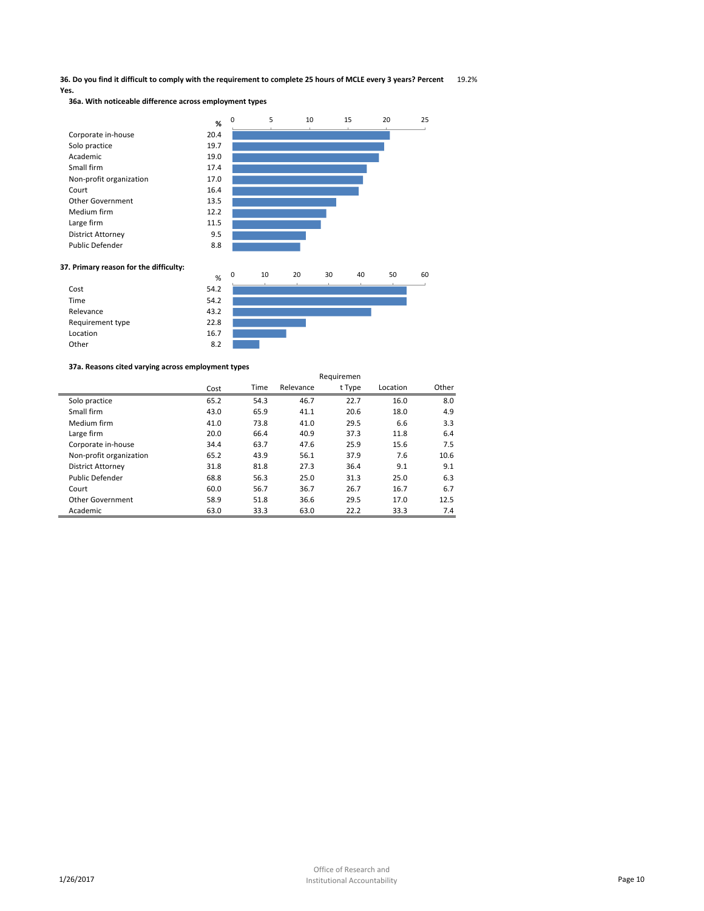**36. Do you find it difficult to comply with the requirement to complete 25 hours of MCLE every 3 years? Percent Yes.** 19.2%

**36a. With noticeable difference across employment types**

| | % |
|---|---|
| Corporate in-house | 20.4 |
| Solo practice | 19.7 |
| Academic | 19.0 |
| Small firm | 17.4 |
| Non-profit organization | 17.0 |
| Court | 16.4 |
| Other Government | 13.5 |
| Medium firm | 12.2 |
| Large firm | 11.5 |
| District Attorney | 9.5 |
| Public Defender | 8.8 |

**37. Primary reason for the difficulty:**

| | % |
|---|---|
| Cost | 54.2 |
| Time | 54.2 |
| Relevance | 43.2 |
| Requirement type | 22.8 |
| Location | 16.7 |
| Other | 8.2 |

**37a. Reasons cited varying across employment types**

| | Cost | Time | Relevance | Requirement Type | Location | Other |
|---|---|---|---|---|---|---|
| Solo practice | 65.2 | 54.3 | 46.7 | 22.7 | 16.0 | 8.0 |
| Small firm | 43.0 | 65.9 | 41.1 | 20.6 | 18.0 | 4.9 |
| Medium firm | 41.0 | 73.8 | 41.0 | 29.5 | 6.6 | 3.3 |
| Large firm | 20.0 | 66.4 | 40.9 | 37.3 | 11.8 | 6.4 |
| Corporate in-house | 34.4 | 63.7 | 47.6 | 25.9 | 15.6 | 7.5 |
| Non-profit organization | 65.2 | 43.9 | 56.1 | 37.9 | 7.6 | 10.6 |
| District Attorney | 31.8 | 81.8 | 27.3 | 36.4 | 9.1 | 9.1 |
| Public Defender | 68.8 | 56.3 | 25.0 | 31.3 | 25.0 | 6.3 |
| Court | 60.0 | 56.7 | 36.7 | 26.7 | 16.7 | 6.7 |
| Other Government | 58.9 | 51.8 | 36.6 | 29.5 | 17.0 | 12.5 |
| Academic | 63.0 | 33.3 | 63.0 | 22.2 | 33.3 | 7.4 |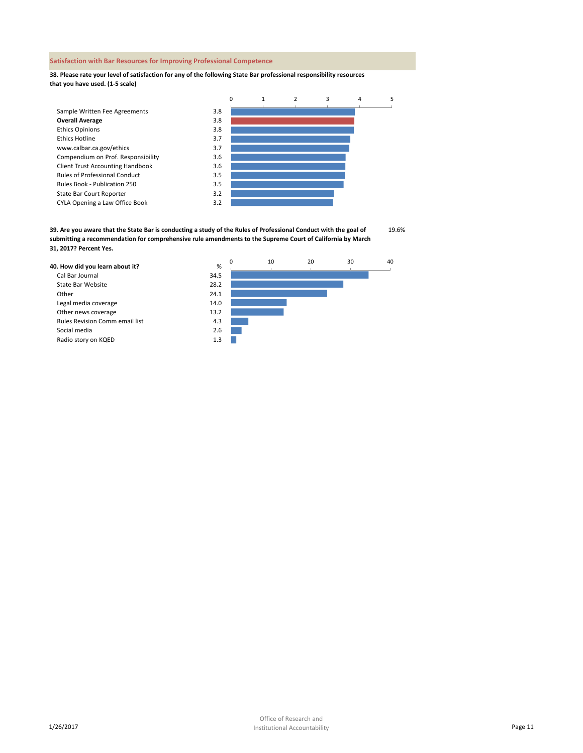## Satisfaction with Bar Resources for Improving Professional Competence

**38. Please rate your level of satisfaction for any of the following State Bar professional responsibility resources that you have used. (1-5 scale)**

0 1 2 3 4 5

Sample Written Fee Agreements 3.8
**Overall Average** 3.8
Ethics Opinions 3.8
Ethics Hotline 3.7
www.calbar.ca.gov/ethics 3.7
Compendium on Prof. Responsibility 3.6
Client Trust Accounting Handbook 3.6
Rules of Professional Conduct 3.5
Rules Book - Publication 250 3.5
State Bar Court Reporter 3.2
CYLA Opening a Law Office Book 3.2

**39. Are you aware that the State Bar is conducting a study of the Rules of Professional Conduct with the goal of submitting a recommendation for comprehensive rule amendments to the Supreme Court of California by March 31, 2017? Percent Yes.** 19.6%

**40. How did you learn about it?** %

0 10 20 30 40

Cal Bar Journal 34.5
State Bar Website 28.2
Other 24.1
Legal media coverage 14.0
Other news coverage 13.2
Rules Revision Comm email list 4.3
Social media 2.6
Radio story on KQED 1.3

1/26/2017

Office of Research and Institutional Accountability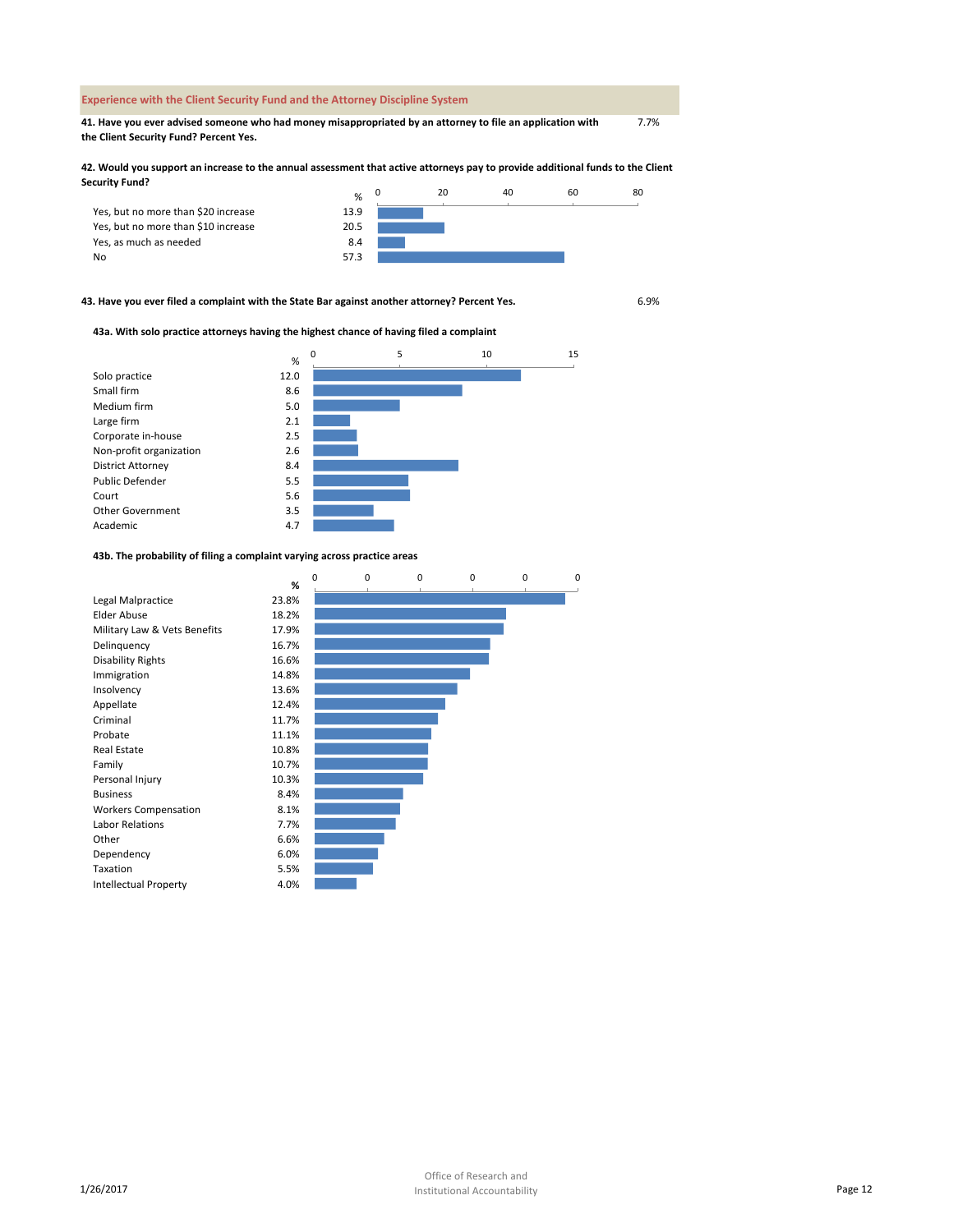## Experience with the Client Security Fund and the Attorney Discipline System

**41. Have you ever advised someone who had money misappropriated by an attorney to file an application with the Client Security Fund? Percent Yes.** 7.7%

**42. Would you support an increase to the annual assessment that active attorneys pay to provide additional funds to the Client Security Fund?**

%
0 20 40 60 80

Yes, but no more than $20 increase 13.9
Yes, but no more than $10 increase 20.5
Yes, as much as needed 8.4
No 57.3

**43. Have you ever filed a complaint with the State Bar against another attorney? Percent Yes.** 6.9%

**43a. With solo practice attorneys having the highest chance of having filed a complaint**

%
0 5 10 15

Solo practice 12.0
Small firm 8.6
Medium firm 5.0
Large firm 2.1
Corporate in-house 2.5
Non-profit organization 2.6
District Attorney 8.4
Public Defender 5.5
Court 5.6
Other Government 3.5
Academic 4.7

**43b. The probability of filing a complaint varying across practice areas**

%
0 0 0 0 0 0

Legal Malpractice 23.8%
Elder Abuse 18.2%
Military Law & Vets Benefits 17.9%
Delinquency 16.7%
Disability Rights 16.6%
Immigration 14.8%
Insolvency 13.6%
Appellate 12.4%
Criminal 11.7%
Probate 11.1%
Real Estate 10.8%
Family 10.7%
Personal Injury 10.3%
Business 8.4%
Workers Compensation 8.1%
Labor Relations 7.7%
Other 6.6%
Dependency 6.0%
Taxation 5.5%
Intellectual Property 4.0%

1/26/2017

Office of Research and Institutional Accountability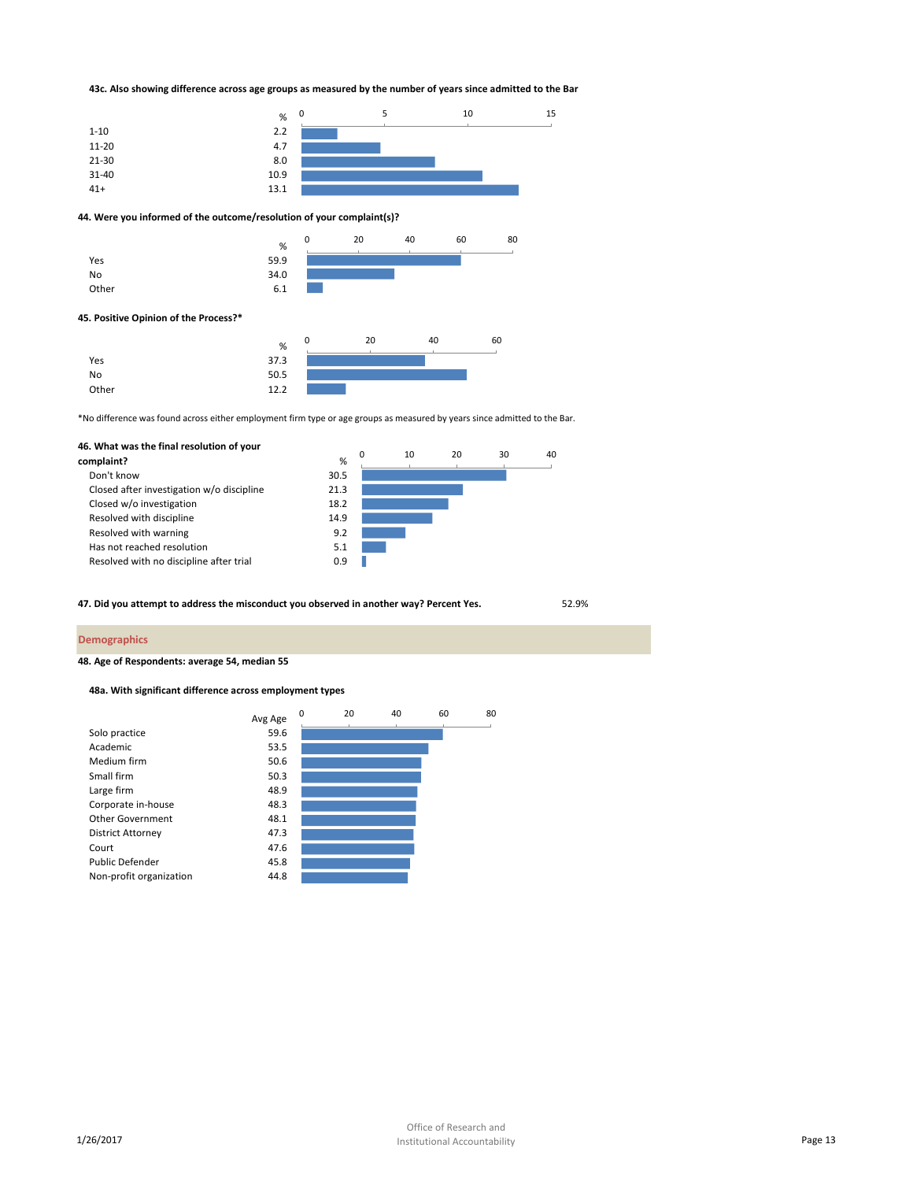**43c. Also showing difference across age groups as measured by the number of years since admitted to the Bar**

%
0 5 10 15

1-10 2.2
11-20 4.7
21-30 8.0
31-40 10.9
41+ 13.1

**44. Were you informed of the outcome/resolution of your complaint(s)?**

%
0 20 40 60 80

Yes 59.9
No 34.0
Other 6.1

**45. Positive Opinion of the Process?***

%
0 20 40 60

Yes 37.3
No 50.5
Other 12.2

*No difference was found across either employment firm type or age groups as measured by years since admitted to the Bar.

**46. What was the final resolution of your complaint?**

%
0 10 20 30 40

Don't know 30.5
Closed after investigation w/o discipline 21.3
Closed w/o investigation 18.2
Resolved with discipline 14.9
Resolved with warning 9.2
Has not reached resolution 5.1
Resolved with no discipline after trial 0.9

**47. Did you attempt to address the misconduct you observed in another way? Percent Yes.** 52.9%

## Demographics

**48. Age of Respondents: average 54, median 55**

**48a. With significant difference across employment types**

Avg Age
0 20 40 60 80

Solo practice 59.6
Academic 53.5
Medium firm 50.6
Small firm 50.3
Large firm 48.9
Corporate in-house 48.3
Other Government 48.1
District Attorney 47.3
Court 47.6
Public Defender 45.8
Non-profit organization 44.8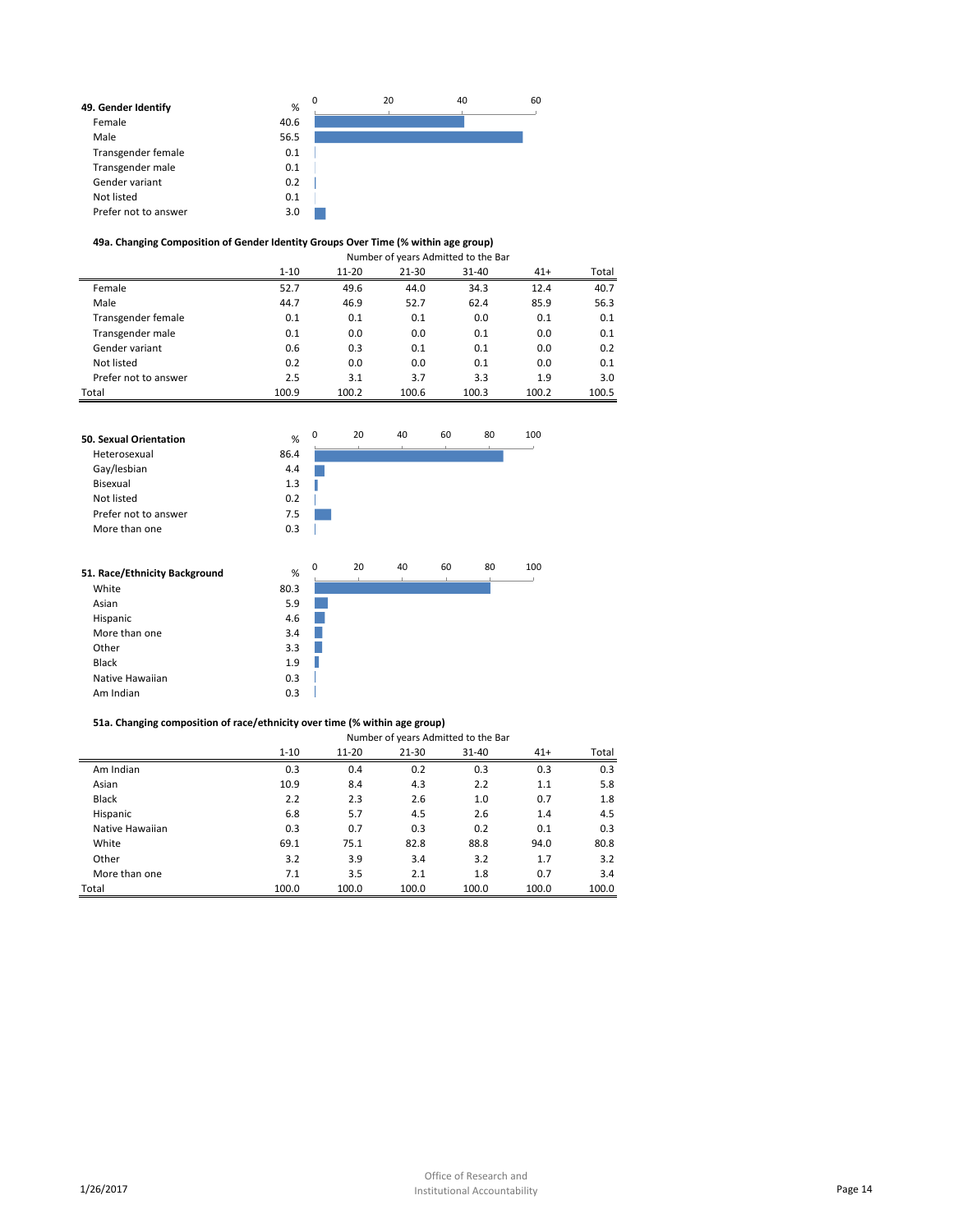**49. Gender Identify**

| | % |
|---|---|
| Female | 40.6 |
| Male | 56.5 |
| Transgender female | 0.1 |
| Transgender male | 0.1 |
| Gender variant | 0.2 |
| Not listed | 0.1 |
| Prefer not to answer | 3.0 |

0
20
40
60

**49a. Changing Composition of Gender Identity Groups Over Time (% within age group)**

| | Number of years Admitted to the Bar | | | | | |
|---|---|---|---|---|---|---|
| | 1-10 | 11-20 | 21-30 | 31-40 | 41+ | Total |
| Female | 52.7 | 49.6 | 44.0 | 34.3 | 12.4 | 40.7 |
| Male | 44.7 | 46.9 | 52.7 | 62.4 | 85.9 | 56.3 |
| Transgender female | 0.1 | 0.1 | 0.1 | 0.0 | 0.1 | 0.1 |
| Transgender male | 0.1 | 0.0 | 0.0 | 0.1 | 0.0 | 0.1 |
| Gender variant | 0.6 | 0.3 | 0.1 | 0.1 | 0.0 | 0.2 |
| Not listed | 0.2 | 0.0 | 0.0 | 0.1 | 0.0 | 0.1 |
| Prefer not to answer | 2.5 | 3.1 | 3.7 | 3.3 | 1.9 | 3.0 |
| Total | 100.9 | 100.2 | 100.6 | 100.3 | 100.2 | 100.5 |

**50. Sexual Orientation**

| | % |
|---|---|
| Heterosexual | 86.4 |
| Gay/lesbian | 4.4 |
| Bisexual | 1.3 |
| Not listed | 0.2 |
| Prefer not to answer | 7.5 |
| More than one | 0.3 |

0
20
40
60
80
100

**51. Race/Ethnicity Background**

| | % |
|---|---|
| White | 80.3 |
| Asian | 5.9 |
| Hispanic | 4.6 |
| More than one | 3.4 |
| Other | 3.3 |
| Black | 1.9 |
| Native Hawaiian | 0.3 |
| Am Indian | 0.3 |

0
20
40
60
80
100

**51a. Changing composition of race/ethnicity over time (% within age group)**

| | Number of years Admitted to the Bar | | | | | |
|---|---|---|---|---|---|---|
| | 1-10 | 11-20 | 21-30 | 31-40 | 41+ | Total |
| Am Indian | 0.3 | 0.4 | 0.2 | 0.3 | 0.3 | 0.3 |
| Asian | 10.9 | 8.4 | 4.3 | 2.2 | 1.1 | 5.8 |
| Black | 2.2 | 2.3 | 2.6 | 1.0 | 0.7 | 1.8 |
| Hispanic | 6.8 | 5.7 | 4.5 | 2.6 | 1.4 | 4.5 |
| Native Hawaiian | 0.3 | 0.7 | 0.3 | 0.2 | 0.1 | 0.3 |
| White | 69.1 | 75.1 | 82.8 | 88.8 | 94.0 | 80.8 |
| Other | 3.2 | 3.9 | 3.4 | 3.2 | 1.7 | 3.2 |
| More than one | 7.1 | 3.5 | 2.1 | 1.8 | 0.7 | 3.4 |
| Total | 100.0 | 100.0 | 100.0 | 100.0 | 100.0 | 100.0 |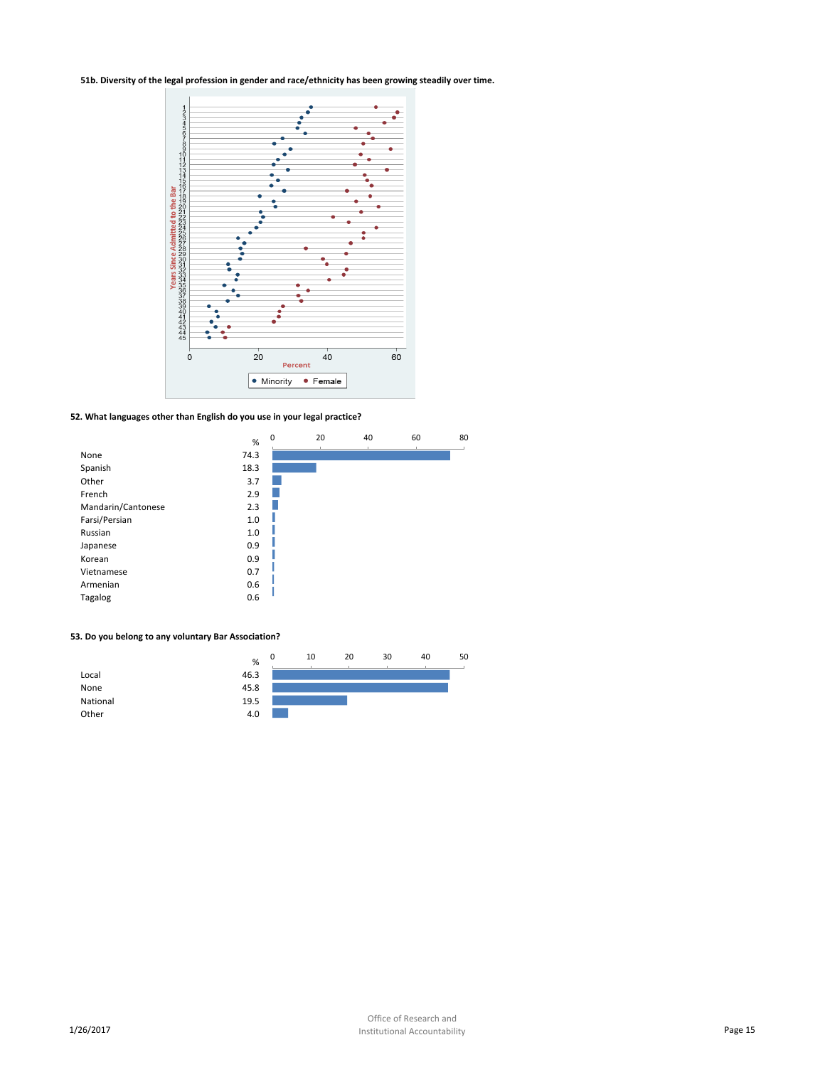**51b. Diversity of the legal profession in gender and race/ethnicity has been growing steadily over time.**

Years Since Admitted to the Bar

1 2 3 4 5 6 7 8 9 10 11 12 13 14 15 16 17 18 19 20 21 22 23 24 25 26 27 28 29 30 31 32 33 34 35 36 37 38 39 40 41 42 43 44 45

0 20 40 60

Percent

Minority Female

**52. What languages other than English do you use in your legal practice?**

%

0 20 40 60 80

None 74.3
Spanish 18.3
Other 3.7
French 2.9
Mandarin/Cantonese 2.3
Farsi/Persian 1.0
Russian 1.0
Japanese 0.9
Korean 0.9
Vietnamese 0.7
Armenian 0.6
Tagalog 0.6

**53. Do you belong to any voluntary Bar Association?**

%

0 10 20 30 40 50

Local 46.3
None 45.8
National 19.5
Other 4.0

1/26/2017

Office of Research and Institutional Accountability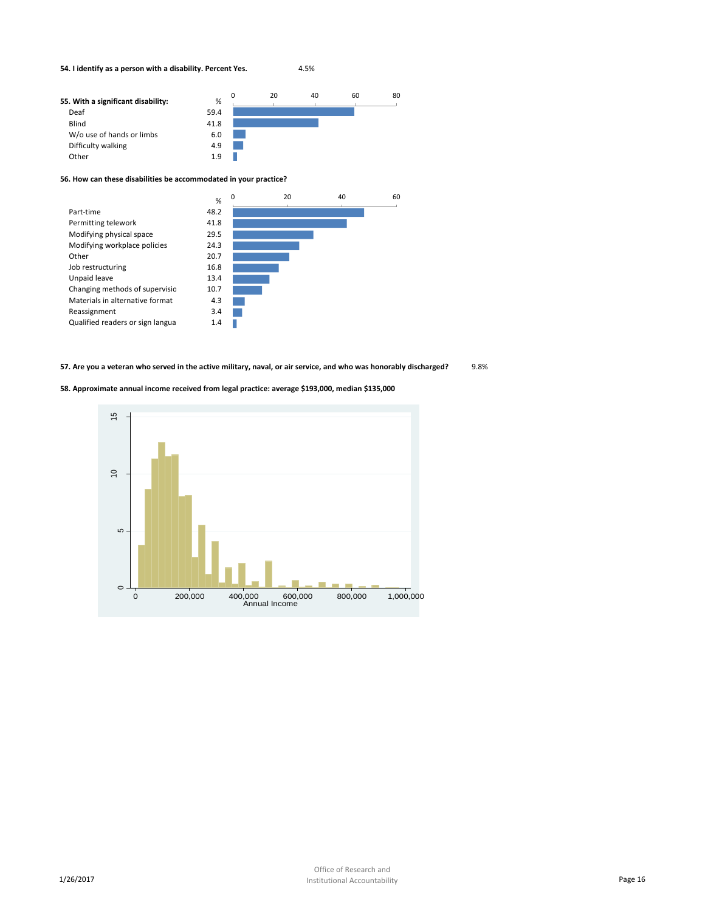**54. I identify as a person with a disability. Percent Yes.** 4.5%

**55. With a significant disability:**

%

0 20 40 60 80

Deaf 59.4

Blind 41.8

W/o use of hands or limbs 6.0

Difficulty walking 4.9

Other 1.9

**56. How can these disabilities be accommodated in your practice?**

%

0 20 40 60

Part-time 48.2

Permitting telework 41.8

Modifying physical space 29.5

Modifying workplace policies 24.3

Other 20.7

Job restructuring 16.8

Unpaid leave 13.4

Changing methods of supervisio 10.7

Materials in alternative format 4.3

Reassignment 3.4

Qualified readers or sign langua 1.4

**57. Are you a veteran who served in the active military, naval, or air service, and who was honorably discharged?** 9.8%

**58. Approximate annual income received from legal practice: average $193,000, median $135,000**

15

10

5

0

0 200,000 400,000 600,000 800,000 1,000,000

Annual Income